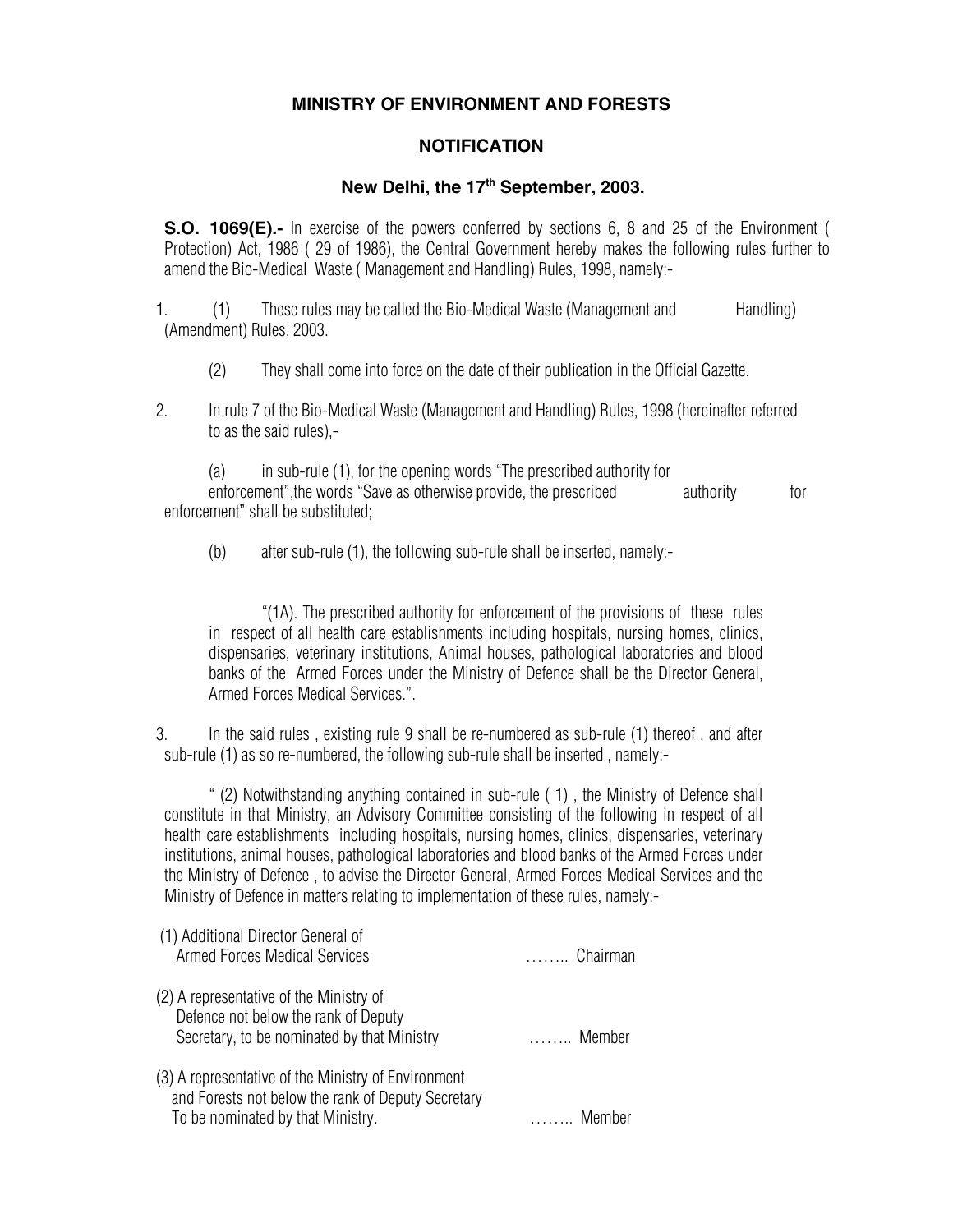## MINISTRY OF ENVIRONMENT AND FORESTS

## NOTIFICATION

### New Delhi, the 17th September, 2003.

**S.O. 1069(E).-** In exercise of the powers conferred by sections 6, 8 and 25 of the Environment ( Protection) Act, 1986 ( 29 of 1986), the Central Government hereby makes the following rules further to amend the Bio-Medical Waste ( Management and Handling) Rules, 1998, namely:-

1. (1) These rules may be called the Bio-Medical Waste (Management and Handling) (Amendment) Rules, 2003.

   (2) They shall come into force on the date of their publication in the Official Gazette.

2. In rule 7 of the Bio-Medical Waste (Management and Handling) Rules, 1998 (hereinafter referred to as the said rules),-

   (a) in sub-rule (1), for the opening words "The prescribed authority for enforcement",the words "Save as otherwise provide, the prescribed authority for enforcement" shall be substituted;

   (b) after sub-rule (1), the following sub-rule shall be inserted, namely:-

   "(1A). The prescribed authority for enforcement of the provisions of these rules in respect of all health care establishments including hospitals, nursing homes, clinics, dispensaries, veterinary institutions, Animal houses, pathological laboratories and blood banks of the Armed Forces under the Ministry of Defence shall be the Director General, Armed Forces Medical Services.".

3. In the said rules , existing rule 9 shall be re-numbered as sub-rule (1) thereof , and after sub-rule (1) as so re-numbered, the following sub-rule shall be inserted , namely:-

   " (2) Notwithstanding anything contained in sub-rule ( 1) , the Ministry of Defence shall constitute in that Ministry, an Advisory Committee consisting of the following in respect of all health care establishments including hospitals, nursing homes, clinics, dispensaries, veterinary institutions, animal houses, pathological laboratories and blood banks of the Armed Forces under the Ministry of Defence , to advise the Director General, Armed Forces Medical Services and the Ministry of Defence in matters relating to implementation of these rules, namely:-

   (1) Additional Director General of Armed Forces Medical Services …….. Chairman

   (2) A representative of the Ministry of Defence not below the rank of Deputy Secretary, to be nominated by that Ministry …….. Member

   (3) A representative of the Ministry of Environment and Forests not below the rank of Deputy Secretary To be nominated by that Ministry. …….. Member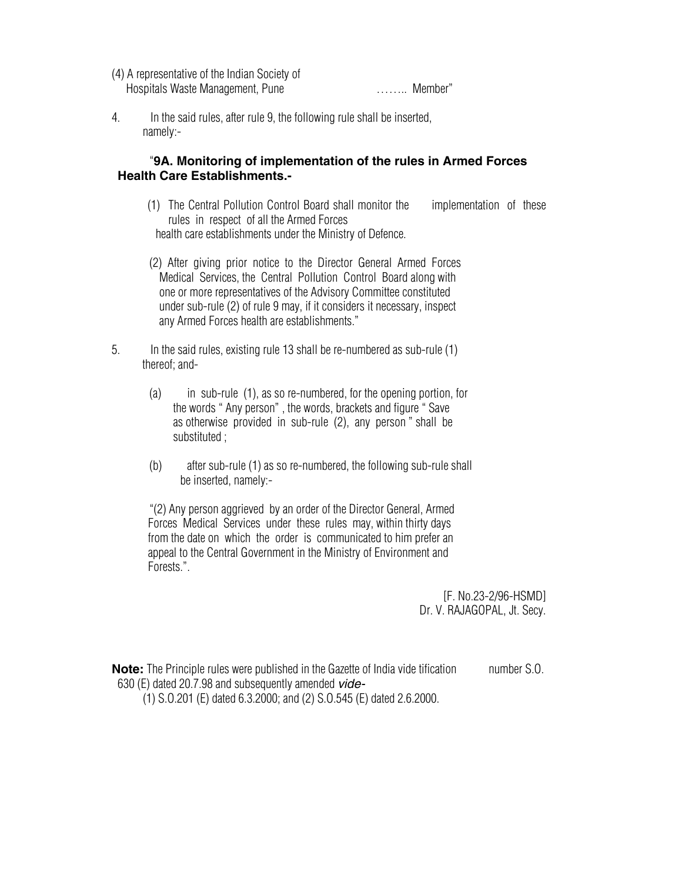(4) A representative of the Indian Society of Hospitals Waste Management, Pune …….. Member"

4. In the said rules, after rule 9, the following rule shall be inserted, namely:-

"**9A. Monitoring of implementation of the rules in Armed Forces Health Care Establishments.-**

(1) The Central Pollution Control Board shall monitor the implementation of these rules in respect of all the Armed Forces health care establishments under the Ministry of Defence.

(2) After giving prior notice to the Director General Armed Forces Medical Services, the Central Pollution Control Board along with one or more representatives of the Advisory Committee constituted under sub-rule (2) of rule 9 may, if it considers it necessary, inspect any Armed Forces health are establishments."

5. In the said rules, existing rule 13 shall be re-numbered as sub-rule (1) thereof; and-

(a) in sub-rule (1), as so re-numbered, for the opening portion, for the words " Any person" , the words, brackets and figure " Save as otherwise provided in sub-rule (2), any person " shall be substituted ;

(b) after sub-rule (1) as so re-numbered, the following sub-rule shall be inserted, namely:-

"(2) Any person aggrieved by an order of the Director General, Armed Forces Medical Services under these rules may, within thirty days from the date on which the order is communicated to him prefer an appeal to the Central Government in the Ministry of Environment and Forests.".

[F. No.23-2/96-HSMD]
Dr. V. RAJAGOPAL, Jt. Secy.

**Note:** The Principle rules were published in the Gazette of India vide tification number S.O. 630 (E) dated 20.7.98 and subsequently amended *vide-*
(1) S.O.201 (E) dated 6.3.2000; and (2) S.O.545 (E) dated 2.6.2000.